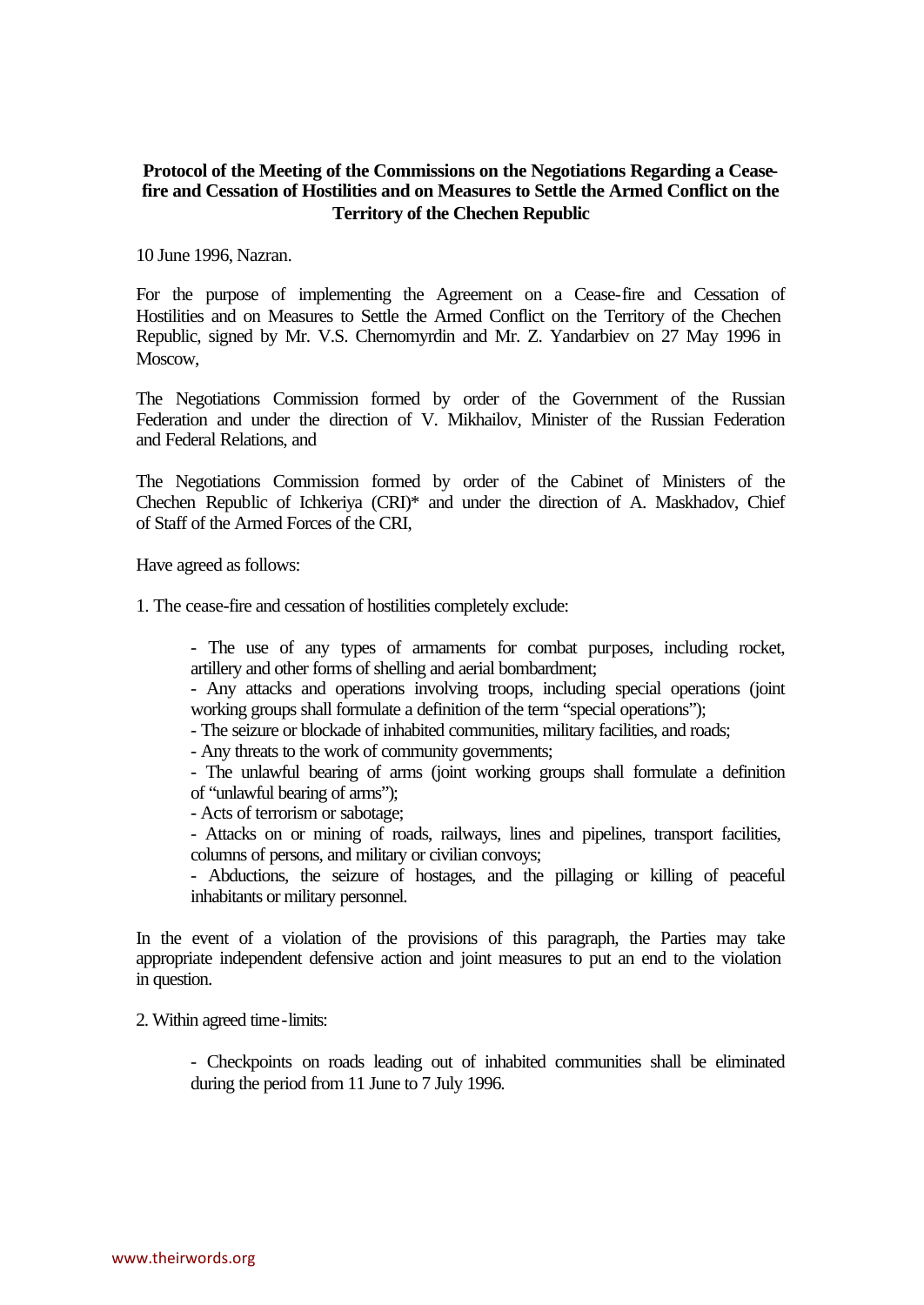**Protocol of the Meeting of the Commissions on the Negotiations Regarding a Cease-fire and Cessation of Hostilities and on Measures to Settle the Armed Conflict on the Territory of the Chechen Republic**

10 June 1996, Nazran.

For the purpose of implementing the Agreement on a Cease-fire and Cessation of Hostilities and on Measures to Settle the Armed Conflict on the Territory of the Chechen Republic, signed by Mr. V.S. Chernomyrdin and Mr. Z. Yandarbiev on 27 May 1996 in Moscow,

The Negotiations Commission formed by order of the Government of the Russian Federation and under the direction of V. Mikhailov, Minister of the Russian Federation and Federal Relations, and

The Negotiations Commission formed by order of the Cabinet of Ministers of the Chechen Republic of Ichkeriya (CRI)* and under the direction of A. Maskhadov, Chief of Staff of the Armed Forces of the CRI,

Have agreed as follows:

1. The cease-fire and cessation of hostilities completely exclude:

   - The use of any types of armaments for combat purposes, including rocket, artillery and other forms of shelling and aerial bombardment;
   - Any attacks and operations involving troops, including special operations (joint working groups shall formulate a definition of the term "special operations");
   - The seizure or blockade of inhabited communities, military facilities, and roads;
   - Any threats to the work of community governments;
   - The unlawful bearing of arms (joint working groups shall formulate a definition of "unlawful bearing of arms");
   - Acts of terrorism or sabotage;
   - Attacks on or mining of roads, railways, lines and pipelines, transport facilities, columns of persons, and military or civilian convoys;
   - Abductions, the seizure of hostages, and the pillaging or killing of peaceful inhabitants or military personnel.

In the event of a violation of the provisions of this paragraph, the Parties may take appropriate independent defensive action and joint measures to put an end to the violation in question.

2. Within agreed time-limits:

   - Checkpoints on roads leading out of inhabited communities shall be eliminated during the period from 11 June to 7 July 1996.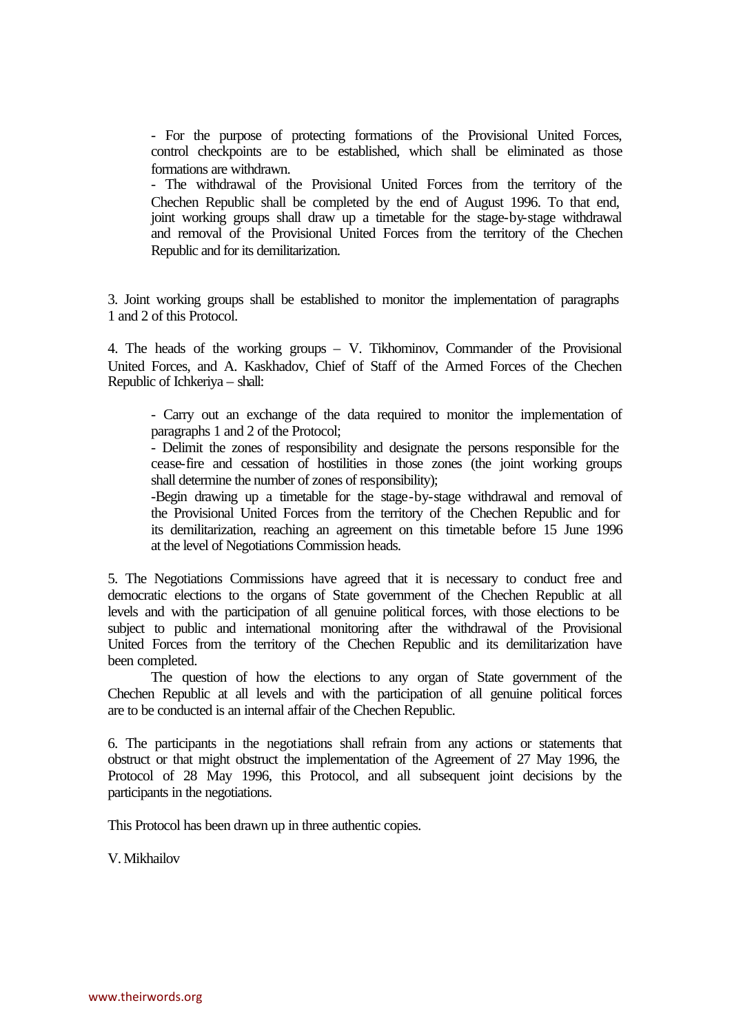- For the purpose of protecting formations of the Provisional United Forces, control checkpoints are to be established, which shall be eliminated as those formations are withdrawn.
- The withdrawal of the Provisional United Forces from the territory of the Chechen Republic shall be completed by the end of August 1996. To that end, joint working groups shall draw up a timetable for the stage-by-stage withdrawal and removal of the Provisional United Forces from the territory of the Chechen Republic and for its demilitarization.

3. Joint working groups shall be established to monitor the implementation of paragraphs 1 and 2 of this Protocol.

4. The heads of the working groups – V. Tikhominov, Commander of the Provisional United Forces, and A. Kaskhadov, Chief of Staff of the Armed Forces of the Chechen Republic of Ichkeriya – shall:

- Carry out an exchange of the data required to monitor the implementation of paragraphs 1 and 2 of the Protocol;
- Delimit the zones of responsibility and designate the persons responsible for the cease-fire and cessation of hostilities in those zones (the joint working groups shall determine the number of zones of responsibility);
- Begin drawing up a timetable for the stage-by-stage withdrawal and removal of the Provisional United Forces from the territory of the Chechen Republic and for its demilitarization, reaching an agreement on this timetable before 15 June 1996 at the level of Negotiations Commission heads.

5. The Negotiations Commissions have agreed that it is necessary to conduct free and democratic elections to the organs of State government of the Chechen Republic at all levels and with the participation of all genuine political forces, with those elections to be subject to public and international monitoring after the withdrawal of the Provisional United Forces from the territory of the Chechen Republic and its demilitarization have been completed.

The question of how the elections to any organ of State government of the Chechen Republic at all levels and with the participation of all genuine political forces are to be conducted is an internal affair of the Chechen Republic.

6. The participants in the negotiations shall refrain from any actions or statements that obstruct or that might obstruct the implementation of the Agreement of 27 May 1996, the Protocol of 28 May 1996, this Protocol, and all subsequent joint decisions by the participants in the negotiations.

This Protocol has been drawn up in three authentic copies.

V. Mikhailov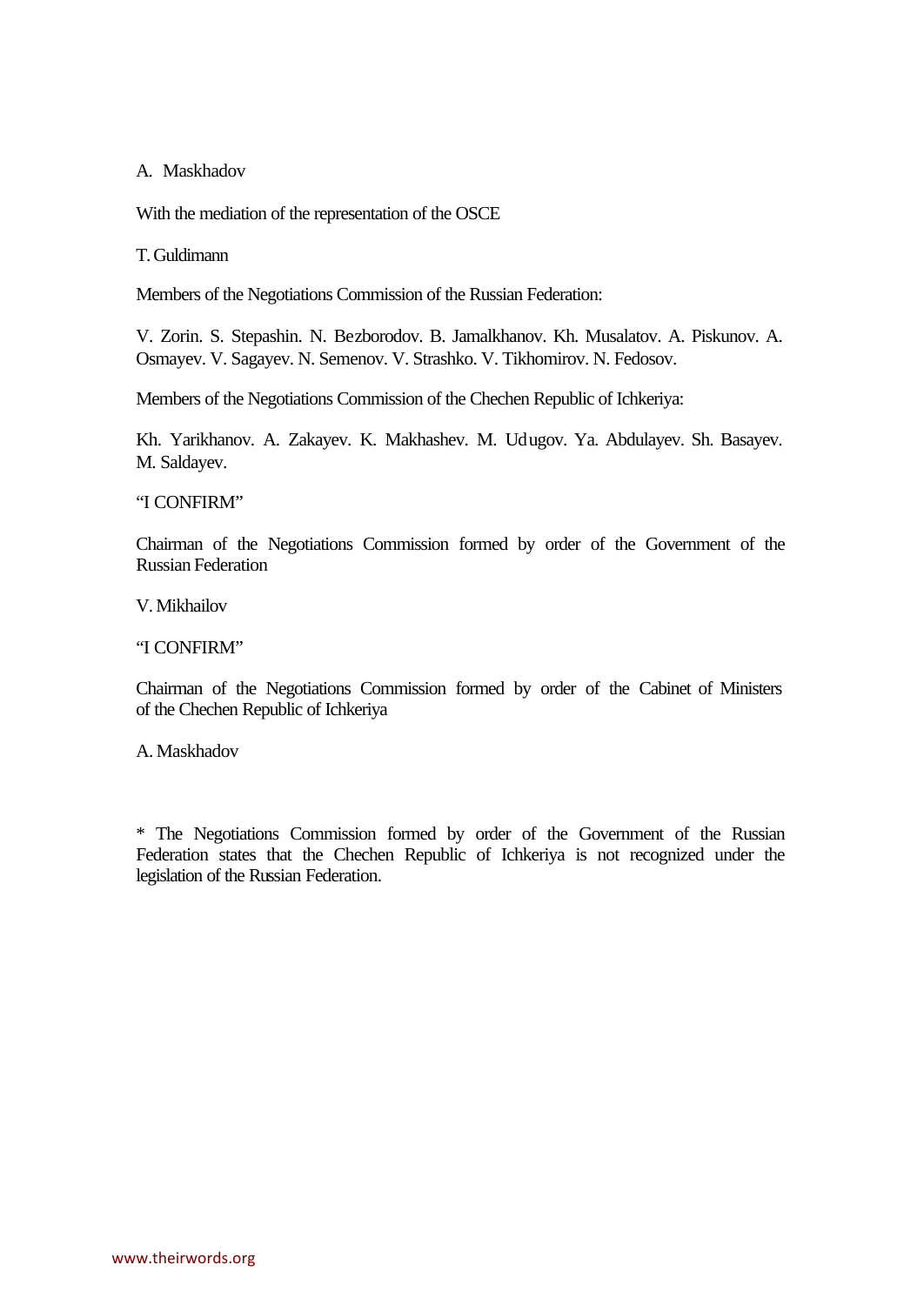A. Maskhadov

With the mediation of the representation of the OSCE

T. Guldimann

Members of the Negotiations Commission of the Russian Federation:

V. Zorin. S. Stepashin. N. Bezborodov. B. Jamalkhanov. Kh. Musalatov. A. Piskunov. A. Osmayev. V. Sagayev. N. Semenov. V. Strashko. V. Tikhomirov. N. Fedosov.

Members of the Negotiations Commission of the Chechen Republic of Ichkeriya:

Kh. Yarikhanov. A. Zakayev. K. Makhashev. M. Udugov. Ya. Abdulayev. Sh. Basayev. M. Saldayev.

“I CONFIRM”

Chairman of the Negotiations Commission formed by order of the Government of the Russian Federation

V. Mikhailov

“I CONFIRM”

Chairman of the Negotiations Commission formed by order of the Cabinet of Ministers of the Chechen Republic of Ichkeriya

A. Maskhadov

* The Negotiations Commission formed by order of the Government of the Russian Federation states that the Chechen Republic of Ichkeriya is not recognized under the legislation of the Russian Federation.